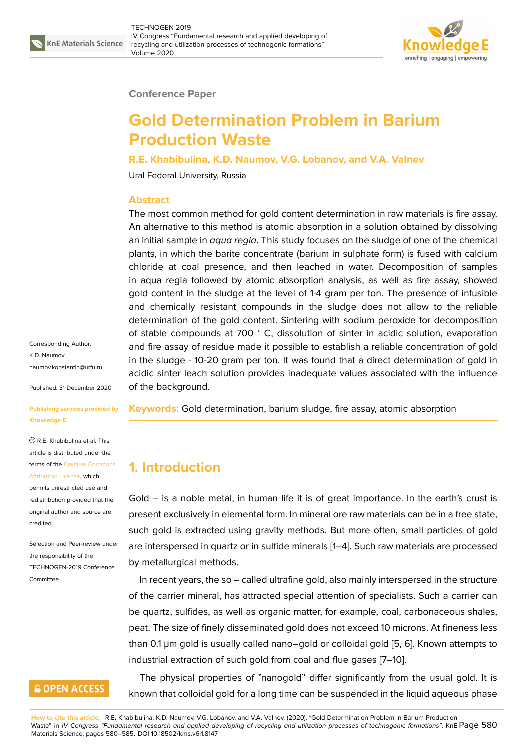Conference Paper

# Gold Determination Problem in Barium Production Waste

**R.E. Khabibulina, K.D. Naumov, V.G. Lobanov, and V.A. Valnev**

Ural Federal University, Russia

Corresponding Author: K.D. Naumov naumov.konstantin@urfu.ru

Published: 31 December 2020

Publishing services provided by Knowledge E

© R.E. Khabibulina et al. This article is distributed under the terms of the Creative Commons Attribution License, which permits unrestricted use and redistribution provided that the original author and source are credited.

Selection and Peer-review under the responsibility of the TECHNOGEN-2019 Conference Committee.

## Abstract

The most common method for gold content determination in raw materials is fire assay. An alternative to this method is atomic absorption in a solution obtained by dissolving an initial sample in *aqua regia*. This study focuses on the sludge of one of the chemical plants, in which the barite concentrate (barium in sulphate form) is fused with calcium chloride at coal presence, and then leached in water. Decomposition of samples in aqua regia followed by atomic absorption analysis, as well as fire assay, showed gold content in the sludge at the level of 1-4 gram per ton. The presence of infusible and chemically resistant compounds in the sludge does not allow to the reliable determination of the gold content. Sintering with sodium peroxide for decomposition of stable compounds at 700 ° C, dissolution of sinter in acidic solution, evaporation and fire assay of residue made it possible to establish a reliable concentration of gold in the sludge - 10-20 gram per ton. It was found that a direct determination of gold in acidic sinter leach solution provides inadequate values associated with the influence of the background.

**Keywords:** Gold determination, barium sludge, fire assay, atomic absorption

## 1. Introduction

Gold – is a noble metal, in human life it is of great importance. In the earth's crust is present exclusively in elemental form. In mineral ore raw materials can be in a free state, such gold is extracted using gravity methods. But more often, small particles of gold are interspersed in quartz or in sulfide minerals [1–4]. Such raw materials are processed by metallurgical methods.

In recent years, the so – called ultrafine gold, also mainly interspersed in the structure of the carrier mineral, has attracted special attention of specialists. Such a carrier can be quartz, sulfides, as well as organic matter, for example, coal, carbonaceous shales, peat. The size of finely disseminated gold does not exceed 10 microns. At fineness less than 0.1 μm gold is usually called nano–gold or colloidal gold [5, 6]. Known attempts to industrial extraction of such gold from coal and flue gases [7–10].

The physical properties of "nanogold" differ significantly from the usual gold. It is known that colloidal gold for a long time can be suspended in the liquid aqueous phase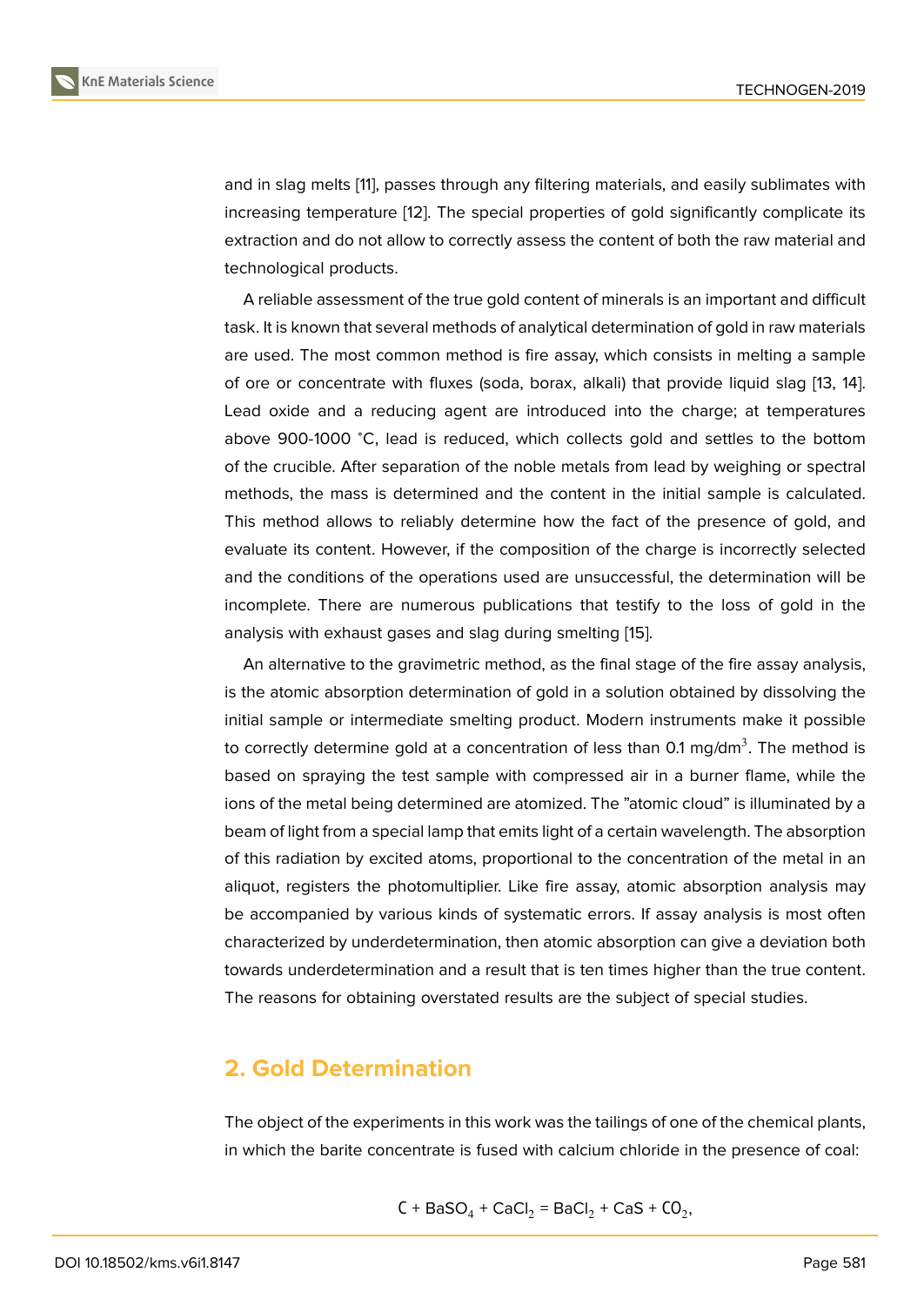and in slag melts [11], passes through any filtering materials, and easily sublimates with increasing temperature [12]. The special properties of gold significantly complicate its extraction and do not allow to correctly assess the content of both the raw material and technological products.

A reliable assessment of the true gold content of minerals is an important and difficult task. It is known that several methods of analytical determination of gold in raw materials are used. The most common method is fire assay, which consists in melting a sample of ore or concentrate with fluxes (soda, borax, alkali) that provide liquid slag [13, 14]. Lead oxide and a reducing agent are introduced into the charge; at temperatures above 900-1000 °C, lead is reduced, which collects gold and settles to the bottom of the crucible. After separation of the noble metals from lead by weighing or spectral methods, the mass is determined and the content in the initial sample is calculated. This method allows to reliably determine how the fact of the presence of gold, and evaluate its content. However, if the composition of the charge is incorrectly selected and the conditions of the operations used are unsuccessful, the determination will be incomplete. There are numerous publications that testify to the loss of gold in the analysis with exhaust gases and slag during smelting [15].

An alternative to the gravimetric method, as the final stage of the fire assay analysis, is the atomic absorption determination of gold in a solution obtained by dissolving the initial sample or intermediate smelting product. Modern instruments make it possible to correctly determine gold at a concentration of less than 0.1 mg/dm$^3$. The method is based on spraying the test sample with compressed air in a burner flame, while the ions of the metal being determined are atomized. The "atomic cloud" is illuminated by a beam of light from a special lamp that emits light of a certain wavelength. The absorption of this radiation by excited atoms, proportional to the concentration of the metal in an aliquot, registers the photomultiplier. Like fire assay, atomic absorption analysis may be accompanied by various kinds of systematic errors. If assay analysis is most often characterized by underdetermination, then atomic absorption can give a deviation both towards underdetermination and a result that is ten times higher than the true content. The reasons for obtaining overstated results are the subject of special studies.

## 2. Gold Determination

The object of the experiments in this work was the tailings of one of the chemical plants, in which the barite concentrate is fused with calcium chloride in the presence of coal:

$$C + BaSO_4 + CaCl_2 = BaCl_2 + CaS + CO_2,$$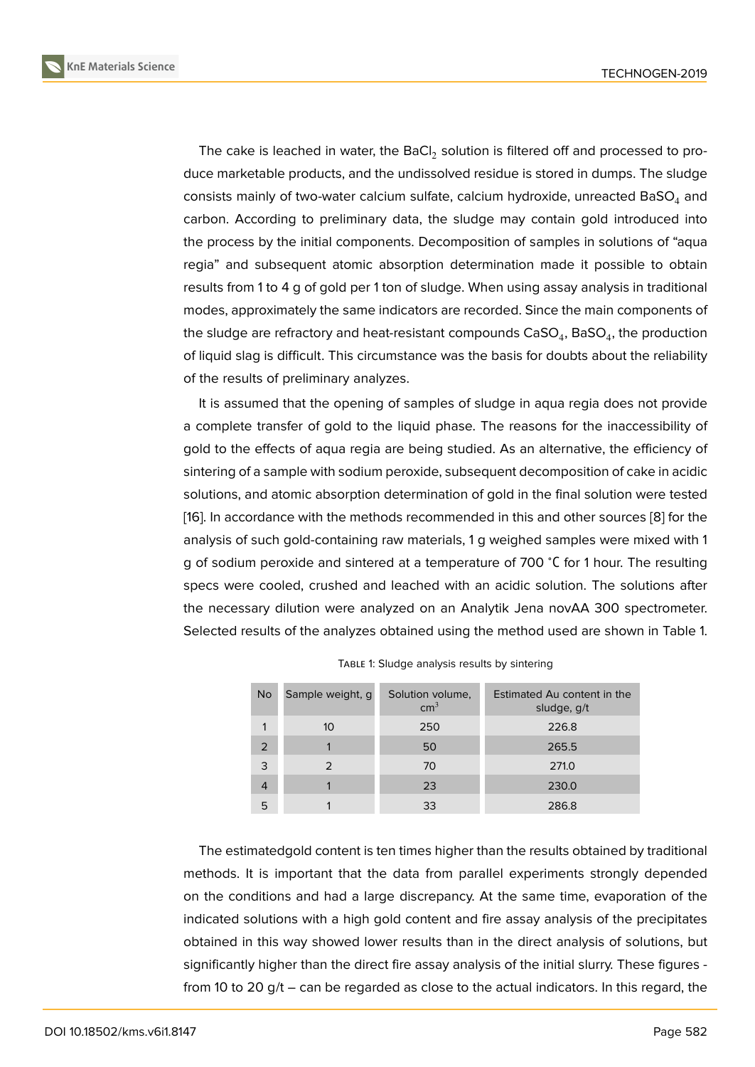The cake is leached in water, the $BaCl_2$ solution is filtered off and processed to produce marketable products, and the undissolved residue is stored in dumps. The sludge consists mainly of two-water calcium sulfate, calcium hydroxide, unreacted $BaSO_4$ and carbon. According to preliminary data, the sludge may contain gold introduced into the process by the initial components. Decomposition of samples in solutions of "aqua regia" and subsequent atomic absorption determination made it possible to obtain results from 1 to 4 g of gold per 1 ton of sludge. When using assay analysis in traditional modes, approximately the same indicators are recorded. Since the main components of the sludge are refractory and heat-resistant compounds $CaSO_4$, $BaSO_4$, the production of liquid slag is difficult. This circumstance was the basis for doubts about the reliability of the results of preliminary analyzes.

It is assumed that the opening of samples of sludge in aqua regia does not provide a complete transfer of gold to the liquid phase. The reasons for the inaccessibility of gold to the effects of aqua regia are being studied. As an alternative, the efficiency of sintering of a sample with sodium peroxide, subsequent decomposition of cake in acidic solutions, and atomic absorption determination of gold in the final solution were tested [16]. In accordance with the methods recommended in this and other sources [8] for the analysis of such gold-containing raw materials, 1 g weighed samples were mixed with 1 g of sodium peroxide and sintered at a temperature of 700 °C for 1 hour. The resulting specs were cooled, crushed and leached with an acidic solution. The solutions after the necessary dilution were analyzed on an Analytik Jena novAA 300 spectrometer. Selected results of the analyzes obtained using the method used are shown in Table 1.

Table 1: Sludge analysis results by sintering

| No | Sample weight, g | Solution volume, $cm^3$ | Estimated Au content in the sludge, g/t |
|---|---|---|---|
| 1 | 10 | 250 | 226.8 |
| 2 | 1 | 50 | 265.5 |
| 3 | 2 | 70 | 271.0 |
| 4 | 1 | 23 | 230.0 |
| 5 | 1 | 33 | 286.8 |

The estimatedgold content is ten times higher than the results obtained by traditional methods. It is important that the data from parallel experiments strongly depended on the conditions and had a large discrepancy. At the same time, evaporation of the indicated solutions with a high gold content and fire assay analysis of the precipitates obtained in this way showed lower results than in the direct analysis of solutions, but significantly higher than the direct fire assay analysis of the initial slurry. These figures - from 10 to 20 g/t – can be regarded as close to the actual indicators. In this regard, the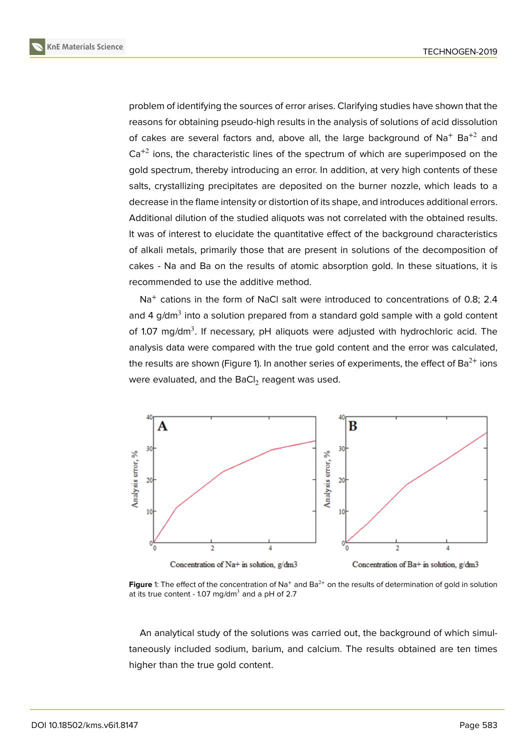problem of identifying the sources of error arises. Clarifying studies have shown that the reasons for obtaining pseudo-high results in the analysis of solutions of acid dissolution of cakes are several factors and, above all, the large background of $Na^{+}$ $Ba^{+2}$ and $Ca^{+2}$ ions, the characteristic lines of the spectrum of which are superimposed on the gold spectrum, thereby introducing an error. In addition, at very high contents of these salts, crystallizing precipitates are deposited on the burner nozzle, which leads to a decrease in the flame intensity or distortion of its shape, and introduces additional errors. Additional dilution of the studied aliquots was not correlated with the obtained results. It was of interest to elucidate the quantitative effect of the background characteristics of alkali metals, primarily those that are present in solutions of the decomposition of cakes - Na and Ba on the results of atomic absorption gold. In these situations, it is recommended to use the additive method.

$Na^{+}$ cations in the form of NaCl salt were introduced to concentrations of 0.8; 2.4 and 4 g/dm$^3$ into a solution prepared from a standard gold sample with a gold content of 1.07 mg/dm$^3$. If necessary, pH aliquots were adjusted with hydrochloric acid. The analysis data were compared with the true gold content and the error was calculated, the results are shown (Figure 1). In another series of experiments, the effect of $Ba^{2+}$ ions were evaluated, and the $BaCl_2$ reagent was used.

**Figure** 1: The effect of the concentration of $Na^{+}$ and $Ba^{2+}$ on the results of determination of gold in solution at its true content - 1.07 mg/dm$^3$ and a pH of 2.7

An analytical study of the solutions was carried out, the background of which simultaneously included sodium, barium, and calcium. The results obtained are ten times higher than the true gold content.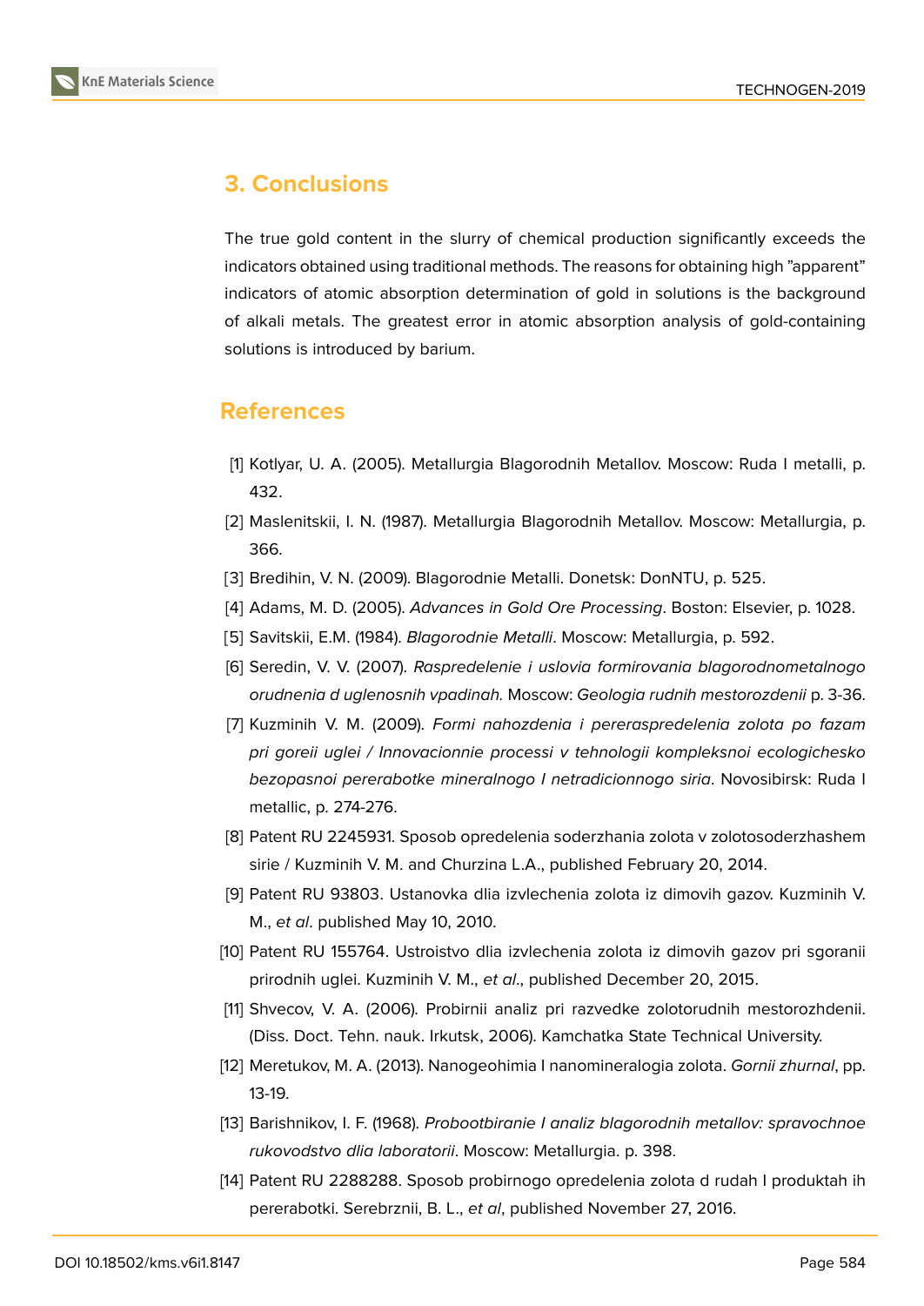## 3. Conclusions

The true gold content in the slurry of chemical production significantly exceeds the indicators obtained using traditional methods. The reasons for obtaining high "apparent" indicators of atomic absorption determination of gold in solutions is the background of alkali metals. The greatest error in atomic absorption analysis of gold-containing solutions is introduced by barium.

## References

[1] Kotlyar, U. A. (2005). Metallurgia Blagorodnih Metallov. Moscow: Ruda I metalli, p. 432.

[2] Maslenitskii, I. N. (1987). Metallurgia Blagorodnih Metallov. Moscow: Metallurgia, p. 366.

[3] Bredihin, V. N. (2009). Blagorodnie Metalli. Donetsk: DonNTU, p. 525.

[4] Adams, M. D. (2005). *Advances in Gold Ore Processing*. Boston: Elsevier, p. 1028.

[5] Savitskii, E.M. (1984). *Blagorodnie Metalli*. Moscow: Metallurgia, p. 592.

[6] Seredin, V. V. (2007). *Raspredelenie i uslovia formirovania blagorodnometalnogo orudnenia d uglenosnih vpadinah.* Moscow: *Geologia rudnih mestorozdenii* p. 3-36.

[7] Kuzminih V. M. (2009). *Formi nahozdenia i pererasspredelenia zolota po fazam pri goreii uglei / Innovacionnie processi v tehnologii kompleksnoi ecologichesko bezopasnoi pererabotke mineralnogo I netradicionnogo siria*. Novosibirsk: Ruda I metallic, p. 274-276.

[8] Patent RU 2245931. Sposob opredelenia soderzhania zolota v zolotosoderzhashem sirie / Kuzminih V. M. and Churzina L.A., published February 20, 2014.

[9] Patent RU 93803. Ustanovka dlia izvlechenia zolota iz dimovih gazov. Kuzminih V. M., *et al*. published May 10, 2010.

[10] Patent RU 155764. Ustroistvo dlia izvlechenia zolota iz dimovih gazov pri sgoranii prirodnih uglei. Kuzminih V. M., *et al*., published December 20, 2015.

[11] Shvecov, V. A. (2006). Probirnii analiz pri razvedke zolotorudnih mestorozhdenii. (Diss. Doct. Tehn. nauk. Irkutsk, 2006). Kamchatka State Technical University.

[12] Meretukov, M. A. (2013). Nanogeohimia I nanomineralogia zolota. *Gornii zhurnal*, pp. 13-19.

[13] Barishnikov, I. F. (1968). *Probootbiranie I analiz blagorodnih metallov: spravochnoe rukovodstvo dlia laboratorii*. Moscow: Metallurgia. p. 398.

[14] Patent RU 2288288. Sposob probirnogo opredelenia zolota d rudah I produktah ih pererabotki. Serebrznii, B. L., *et al*, published November 27, 2016.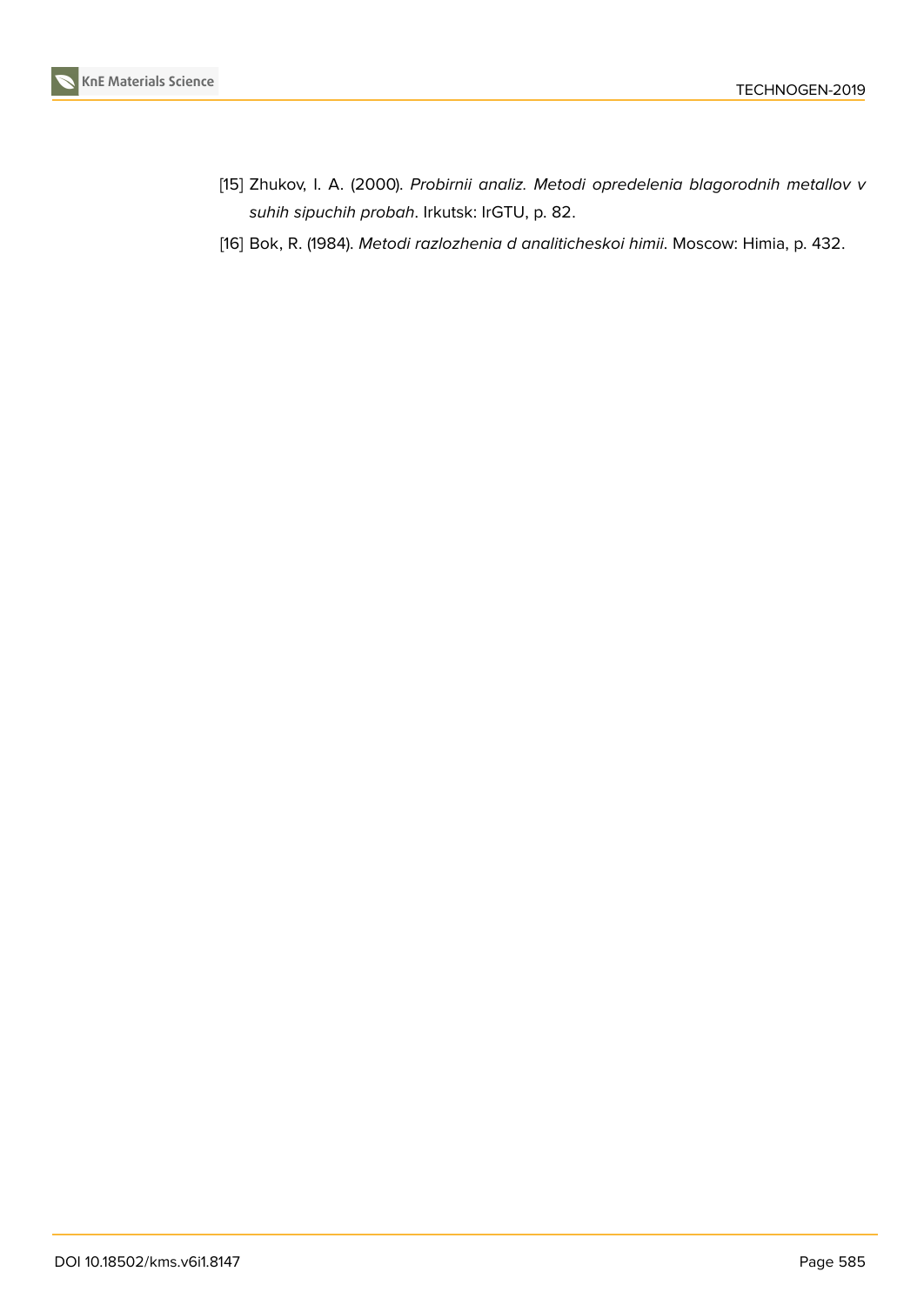[15] Zhukov, I. A. (2000). *Probirnii analiz. Metodi opredelenia blagorodnih metallov v suhih sipuchih probah*. Irkutsk: IrGTU, p. 82.

[16] Bok, R. (1984). *Metodi razlozhenia d analiticheskoi himii*. Moscow: Himia, p. 432.